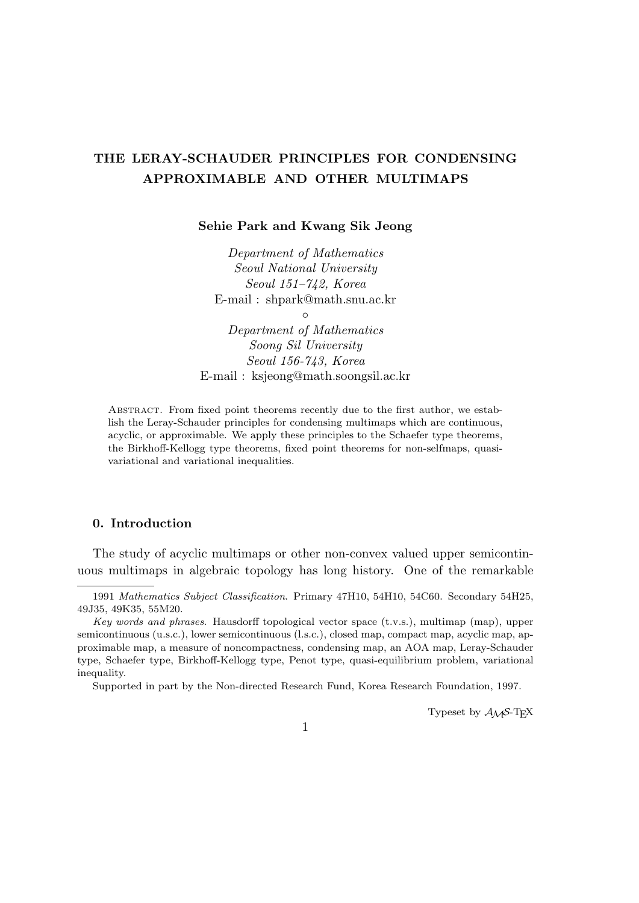# THE LERAY-SCHAUDER PRINCIPLES FOR CONDENSING APPROXIMABLE AND OTHER MULTIMAPS

**Sehie Park and Kwang Sik Jeong**

*Department of Mathematics*
*Seoul National University*
*Seoul 151–742, Korea*
E-mail : shpark@math.snu.ac.kr
∘
*Department of Mathematics*
*Soong Sil University*
*Seoul 156-743, Korea*
E-mail : ksjeong@math.soongsil.ac.kr

Abstract. From fixed point theorems recently due to the first author, we establish the Leray-Schauder principles for condensing multimaps which are continuous, acyclic, or approximable. We apply these principles to the Schaefer type theorems, the Birkhoff-Kellogg type theorems, fixed point theorems for non-selfmaps, quasi-variational and variational inequalities.

## 0. Introduction

The study of acyclic multimaps or other non-convex valued upper semicontinuous multimaps in algebraic topology has long history. One of the remarkable

---

1991 *Mathematics Subject Classification*. Primary 47H10, 54H10, 54C60. Secondary 54H25, 49J35, 49K35, 55M20.

*Key words and phrases*. Hausdorff topological vector space (t.v.s.), multimap (map), upper semicontinuous (u.s.c.), lower semicontinuous (l.s.c.), closed map, compact map, acyclic map, approximable map, a measure of noncompactness, condensing map, an AOA map, Leray-Schauder type, Schaefer type, Birkhoff-Kellogg type, Penot type, quasi-equilibrium problem, variational inequality.

Supported in part by the Non-directed Research Fund, Korea Research Foundation, 1997.

Typeset by $\mathcal{A}\mathcal{M}\mathcal{S}$-TEX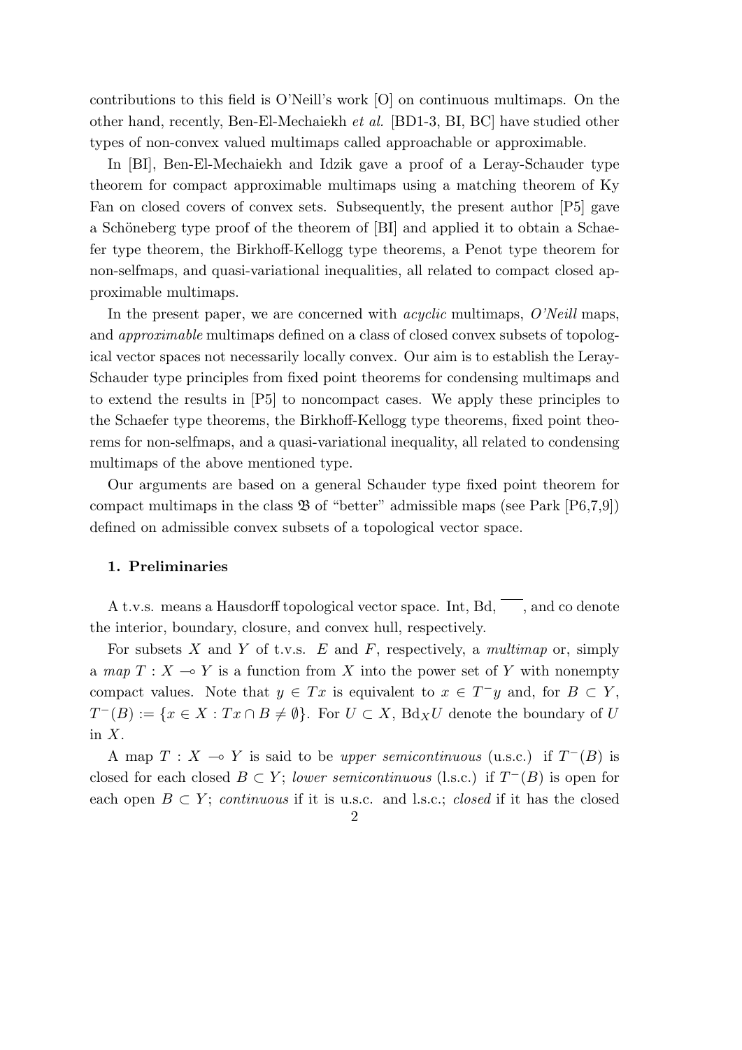contributions to this field is O'Neill's work [O] on continuous multimaps. On the other hand, recently, Ben-El-Mechaiekh *et al.* [BD1-3, BI, BC] have studied other types of non-convex valued multimaps called approachable or approximable.

In [BI], Ben-El-Mechaiekh and Idzik gave a proof of a Leray-Schauder type theorem for compact approximable multimaps using a matching theorem of Ky Fan on closed covers of convex sets. Subsequently, the present author [P5] gave a Schöneberg type proof of the theorem of [BI] and applied it to obtain a Schaefer type theorem, the Birkhoff-Kellogg type theorems, a Penot type theorem for non-selfmaps, and quasi-variational inequalities, all related to compact closed approximable multimaps.

In the present paper, we are concerned with *acyclic* multimaps, *O'Neill* maps, and *approximable* multimaps defined on a class of closed convex subsets of topological vector spaces not necessarily locally convex. Our aim is to establish the Leray-Schauder type principles from fixed point theorems for condensing multimaps and to extend the results in [P5] to noncompact cases. We apply these principles to the Schaefer type theorems, the Birkhoff-Kellogg type theorems, fixed point theorems for non-selfmaps, and a quasi-variational inequality, all related to condensing multimaps of the above mentioned type.

Our arguments are based on a general Schauder type fixed point theorem for compact multimaps in the class $\mathfrak{B}$ of "better" admissible maps (see Park [P6,7,9]) defined on admissible convex subsets of a topological vector space.

**1. Preliminaries**

A t.v.s. means a Hausdorff topological vector space. Int, Bd, $\overline{\phantom{x}}$, and co denote the interior, boundary, closure, and convex hull, respectively.

For subsets $X$ and $Y$ of t.v.s. $E$ and $F$, respectively, a *multimap* or, simply a *map* $T : X \multimap Y$ is a function from $X$ into the power set of $Y$ with nonempty compact values. Note that $y \in Tx$ is equivalent to $x \in T^{-}y$ and, for $B \subset Y$, $T^{-}(B) := \{x \in X : Tx \cap B \neq \emptyset\}$. For $U \subset X$, $\mathrm{Bd}_X U$ denote the boundary of $U$ in $X$.

A map $T : X \multimap Y$ is said to be *upper semicontinuous* (u.s.c.) if $T^{-}(B)$ is closed for each closed $B \subset Y$; *lower semicontinuous* (l.s.c.) if $T^{-}(B)$ is open for each open $B \subset Y$; *continuous* if it is u.s.c. and l.s.c.; *closed* if it has the closed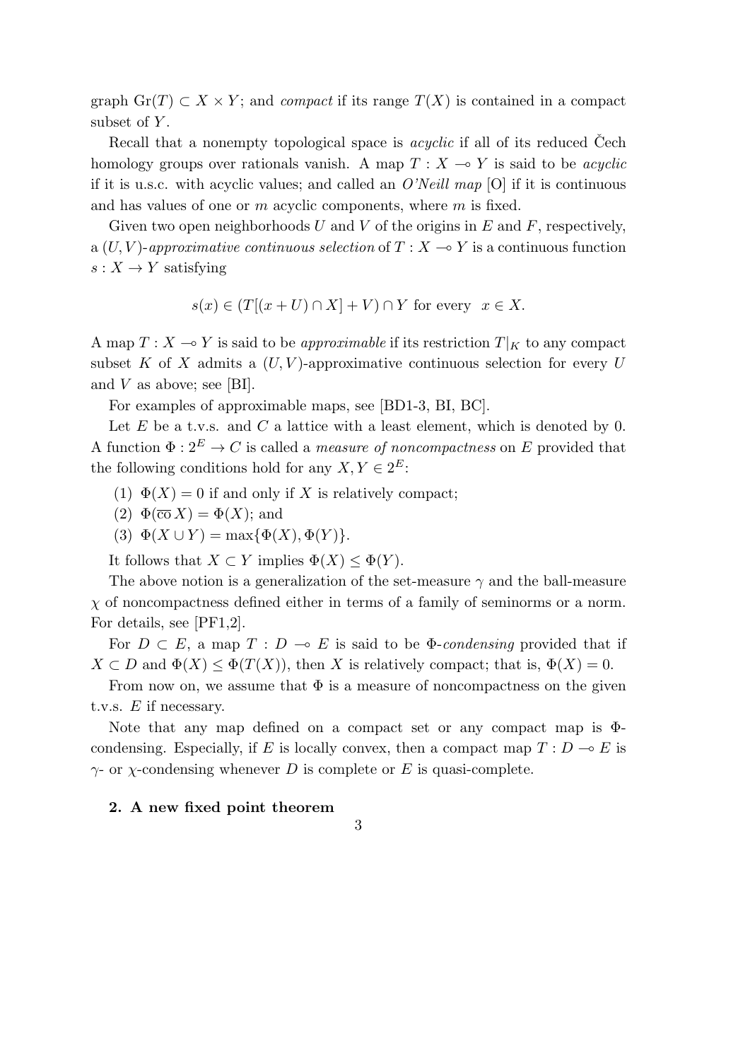graph $\mathrm{Gr}(T) \subset X \times Y$; and *compact* if its range $T(X)$ is contained in a compact subset of $Y$.

Recall that a nonempty topological space is *acyclic* if all of its reduced Čech homology groups over rationals vanish. A map $T : X \multimap Y$ is said to be *acyclic* if it is u.s.c. with acyclic values; and called an *O'Neill map* [O] if it is continuous and has values of one or $m$ acyclic components, where $m$ is fixed.

Given two open neighborhoods $U$ and $V$ of the origins in $E$ and $F$, respectively, a $(U, V)$-*approximative continuous selection* of $T : X \multimap Y$ is a continuous function $s : X \to Y$ satisfying

$$s(x) \in (T[(x + U) \cap X] + V) \cap Y \text{ for every } \ x \in X.$$

A map $T : X \multimap Y$ is said to be *approximable* if its restriction $T|_K$ to any compact subset $K$ of $X$ admits a $(U, V)$-approximative continuous selection for every $U$ and $V$ as above; see [BI].

For examples of approximable maps, see [BD1-3, BI, BC].

Let $E$ be a t.v.s. and $C$ a lattice with a least element, which is denoted by 0. A function $\Phi : 2^E \to C$ is called a *measure of noncompactness* on $E$ provided that the following conditions hold for any $X, Y \in 2^E$:

(1) $\Phi(X) = 0$ if and only if $X$ is relatively compact;
(2) $\Phi(\overline{\mathrm{co}}\, X) = \Phi(X)$; and
(3) $\Phi(X \cup Y) = \max\{\Phi(X), \Phi(Y)\}$.

It follows that $X \subset Y$ implies $\Phi(X) \leq \Phi(Y)$.

The above notion is a generalization of the set-measure $\gamma$ and the ball-measure $\chi$ of noncompactness defined either in terms of a family of seminorms or a norm. For details, see [PF1,2].

For $D \subset E$, a map $T : D \multimap E$ is said to be $\Phi$-*condensing* provided that if $X \subset D$ and $\Phi(X) \leq \Phi(T(X))$, then $X$ is relatively compact; that is, $\Phi(X) = 0$.

From now on, we assume that $\Phi$ is a measure of noncompactness on the given t.v.s. $E$ if necessary.

Note that any map defined on a compact set or any compact map is $\Phi$-condensing. Especially, if $E$ is locally convex, then a compact map $T : D \multimap E$ is $\gamma$- or $\chi$-condensing whenever $D$ is complete or $E$ is quasi-complete.

## 2. A new fixed point theorem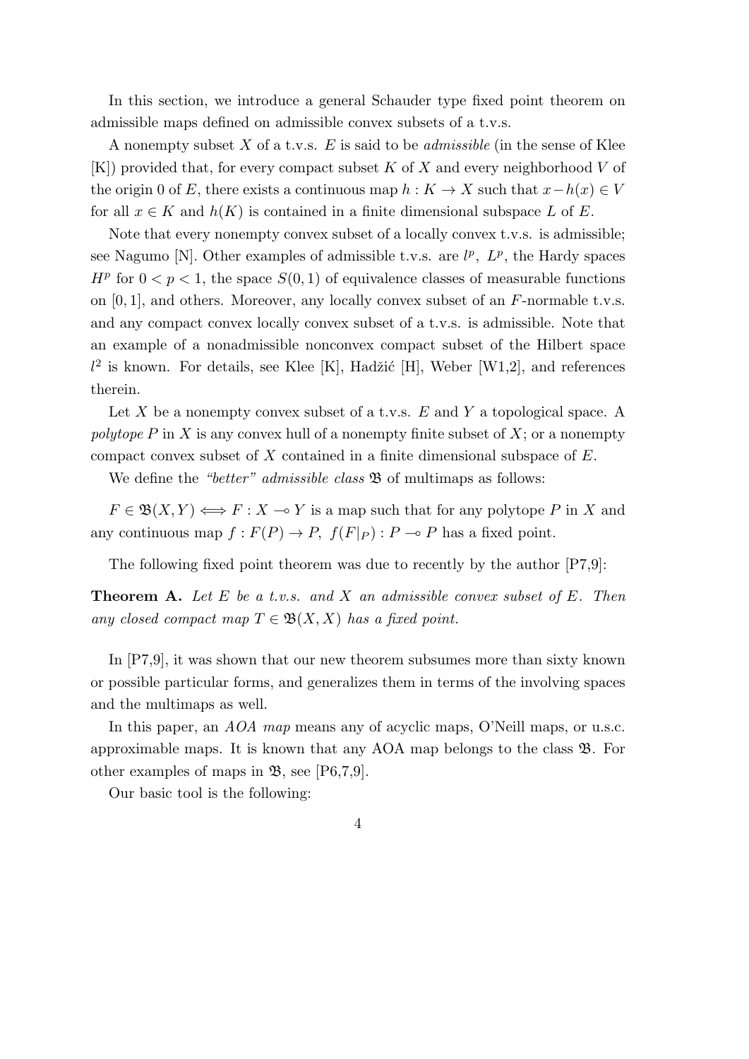In this section, we introduce a general Schauder type fixed point theorem on admissible maps defined on admissible convex subsets of a t.v.s.

A nonempty subset $X$ of a t.v.s. $E$ is said to be *admissible* (in the sense of Klee [K]) provided that, for every compact subset $K$ of $X$ and every neighborhood $V$ of the origin 0 of $E$, there exists a continuous map $h : K \to X$ such that $x - h(x) \in V$ for all $x \in K$ and $h(K)$ is contained in a finite dimensional subspace $L$ of $E$.

Note that every nonempty convex subset of a locally convex t.v.s. is admissible; see Nagumo [N]. Other examples of admissible t.v.s. are $l^p$, $L^p$, the Hardy spaces $H^p$ for $0 < p < 1$, the space $S(0, 1)$ of equivalence classes of measurable functions on $[0, 1]$, and others. Moreover, any locally convex subset of an $F$-normable t.v.s. and any compact convex locally convex subset of a t.v.s. is admissible. Note that an example of a nonadmissible nonconvex compact subset of the Hilbert space $l^2$ is known. For details, see Klee [K], Hadžić [H], Weber [W1,2], and references therein.

Let $X$ be a nonempty convex subset of a t.v.s. $E$ and $Y$ a topological space. A *polytope* $P$ in $X$ is any convex hull of a nonempty finite subset of $X$; or a nonempty compact convex subset of $X$ contained in a finite dimensional subspace of $E$.

We define the *"better" admissible class* $\mathfrak{B}$ of multimaps as follows:

$F \in \mathfrak{B}(X, Y) \Longleftrightarrow F : X \multimap Y$ is a map such that for any polytope $P$ in $X$ and any continuous map $f : F(P) \to P$, $f(F|_P) : P \multimap P$ has a fixed point.

The following fixed point theorem was due to recently by the author [P7,9]:

**Theorem A.** *Let $E$ be a t.v.s. and $X$ an admissible convex subset of $E$. Then any closed compact map $T \in \mathfrak{B}(X, X)$ has a fixed point.*

In [P7,9], it was shown that our new theorem subsumes more than sixty known or possible particular forms, and generalizes them in terms of the involving spaces and the multimaps as well.

In this paper, an *AOA map* means any of acyclic maps, O'Neill maps, or u.s.c. approximable maps. It is known that any AOA map belongs to the class $\mathfrak{B}$. For other examples of maps in $\mathfrak{B}$, see [P6,7,9].

Our basic tool is the following: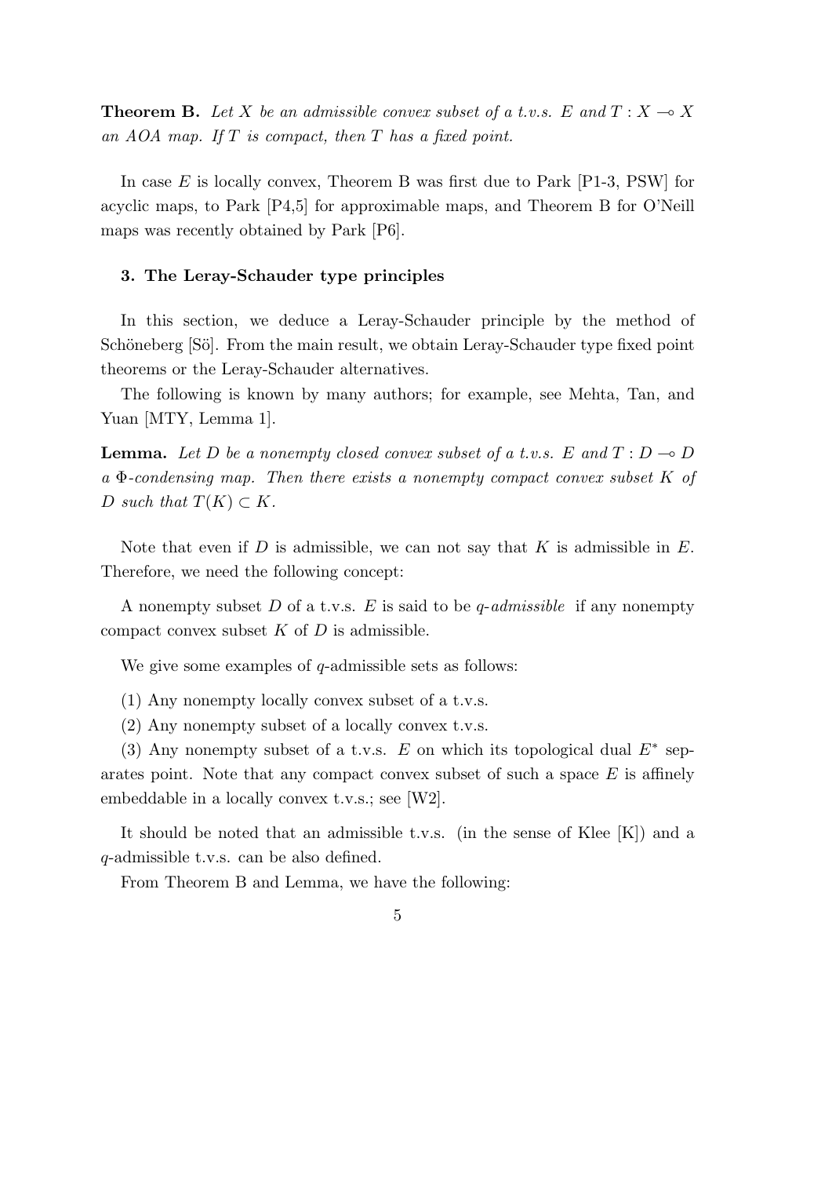**Theorem B.** *Let $X$ be an admissible convex subset of a t.v.s. $E$ and $T : X \multimap X$ an AOA map. If $T$ is compact, then $T$ has a fixed point.*

In case $E$ is locally convex, Theorem B was first due to Park [P1-3, PSW] for acyclic maps, to Park [P4,5] for approximable maps, and Theorem B for O'Neill maps was recently obtained by Park [P6].

### 3. The Leray-Schauder type principles

In this section, we deduce a Leray-Schauder principle by the method of Schöneberg [Sö]. From the main result, we obtain Leray-Schauder type fixed point theorems or the Leray-Schauder alternatives.

The following is known by many authors; for example, see Mehta, Tan, and Yuan [MTY, Lemma 1].

**Lemma.** *Let $D$ be a nonempty closed convex subset of a t.v.s. $E$ and $T : D \multimap D$ a $\Phi$-condensing map. Then there exists a nonempty compact convex subset $K$ of $D$ such that $T(K) \subset K$.*

Note that even if $D$ is admissible, we can not say that $K$ is admissible in $E$. Therefore, we need the following concept:

A nonempty subset $D$ of a t.v.s. $E$ is said to be *q-admissible* if any nonempty compact convex subset $K$ of $D$ is admissible.

We give some examples of $q$-admissible sets as follows:

(1) Any nonempty locally convex subset of a t.v.s.

(2) Any nonempty subset of a locally convex t.v.s.

(3) Any nonempty subset of a t.v.s. $E$ on which its topological dual $E^*$ separates point. Note that any compact convex subset of such a space $E$ is affinely embeddable in a locally convex t.v.s.; see [W2].

It should be noted that an admissible t.v.s. (in the sense of Klee [K]) and a $q$-admissible t.v.s. can be also defined.

From Theorem B and Lemma, we have the following: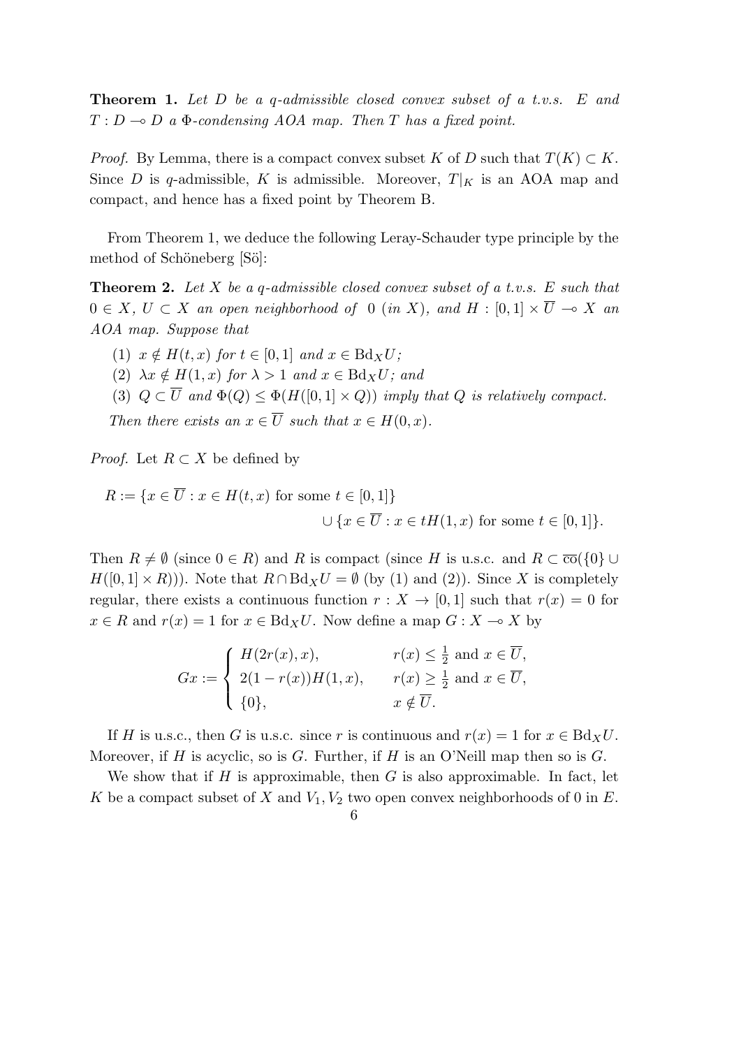**Theorem 1.** *Let $D$ be a q-admissible closed convex subset of a t.v.s. $E$ and $T : D \multimap D$ a $\Phi$-condensing AOA map. Then $T$ has a fixed point.*

*Proof.* By Lemma, there is a compact convex subset $K$ of $D$ such that $T(K) \subset K$. Since $D$ is $q$-admissible, $K$ is admissible. Moreover, $T|_K$ is an AOA map and compact, and hence has a fixed point by Theorem B.

From Theorem 1, we deduce the following Leray-Schauder type principle by the method of Schöneberg [Sö]:

**Theorem 2.** *Let $X$ be a q-admissible closed convex subset of a t.v.s. $E$ such that $0 \in X$, $U \subset X$ an open neighborhood of $0$ (in $X$), and $H : [0,1] \times \overline{U} \multimap X$ an AOA map. Suppose that*

(1) *$x \notin H(t,x)$ for $t \in [0,1]$ and $x \in \mathrm{Bd}_X U$;*
(2) *$\lambda x \notin H(1,x)$ for $\lambda > 1$ and $x \in \mathrm{Bd}_X U$; and*
(3) *$Q \subset \overline{U}$ and $\Phi(Q) \leq \Phi(H([0,1] \times Q))$ imply that $Q$ is relatively compact.*

*Then there exists an $x \in \overline{U}$ such that $x \in H(0,x)$.*

*Proof.* Let $R \subset X$ be defined by

$$R := \{x \in \overline{U} : x \in H(t,x) \text{ for some } t \in [0,1]\} \cup \{x \in \overline{U} : x \in tH(1,x) \text{ for some } t \in [0,1]\}.$$

Then $R \neq \emptyset$ (since $0 \in R$) and $R$ is compact (since $H$ is u.s.c. and $R \subset \overline{\mathrm{co}}(\{0\} \cup H([0,1] \times R))$). Note that $R \cap \mathrm{Bd}_X U = \emptyset$ (by (1) and (2)). Since $X$ is completely regular, there exists a continuous function $r : X \to [0,1]$ such that $r(x) = 0$ for $x \in R$ and $r(x) = 1$ for $x \in \mathrm{Bd}_X U$. Now define a map $G : X \multimap X$ by

$$Gx := \begin{cases} H(2r(x), x), & r(x) \leq \frac{1}{2} \text{ and } x \in \overline{U}, \\ 2(1 - r(x))H(1,x), & r(x) \geq \frac{1}{2} \text{ and } x \in \overline{U}, \\ \{0\}, & x \notin \overline{U}. \end{cases}$$

If $H$ is u.s.c., then $G$ is u.s.c. since $r$ is continuous and $r(x) = 1$ for $x \in \mathrm{Bd}_X U$. Moreover, if $H$ is acyclic, so is $G$. Further, if $H$ is an O'Neill map then so is $G$.

We show that if $H$ is approximable, then $G$ is also approximable. In fact, let $K$ be a compact subset of $X$ and $V_1, V_2$ two open convex neighborhoods of 0 in $E$.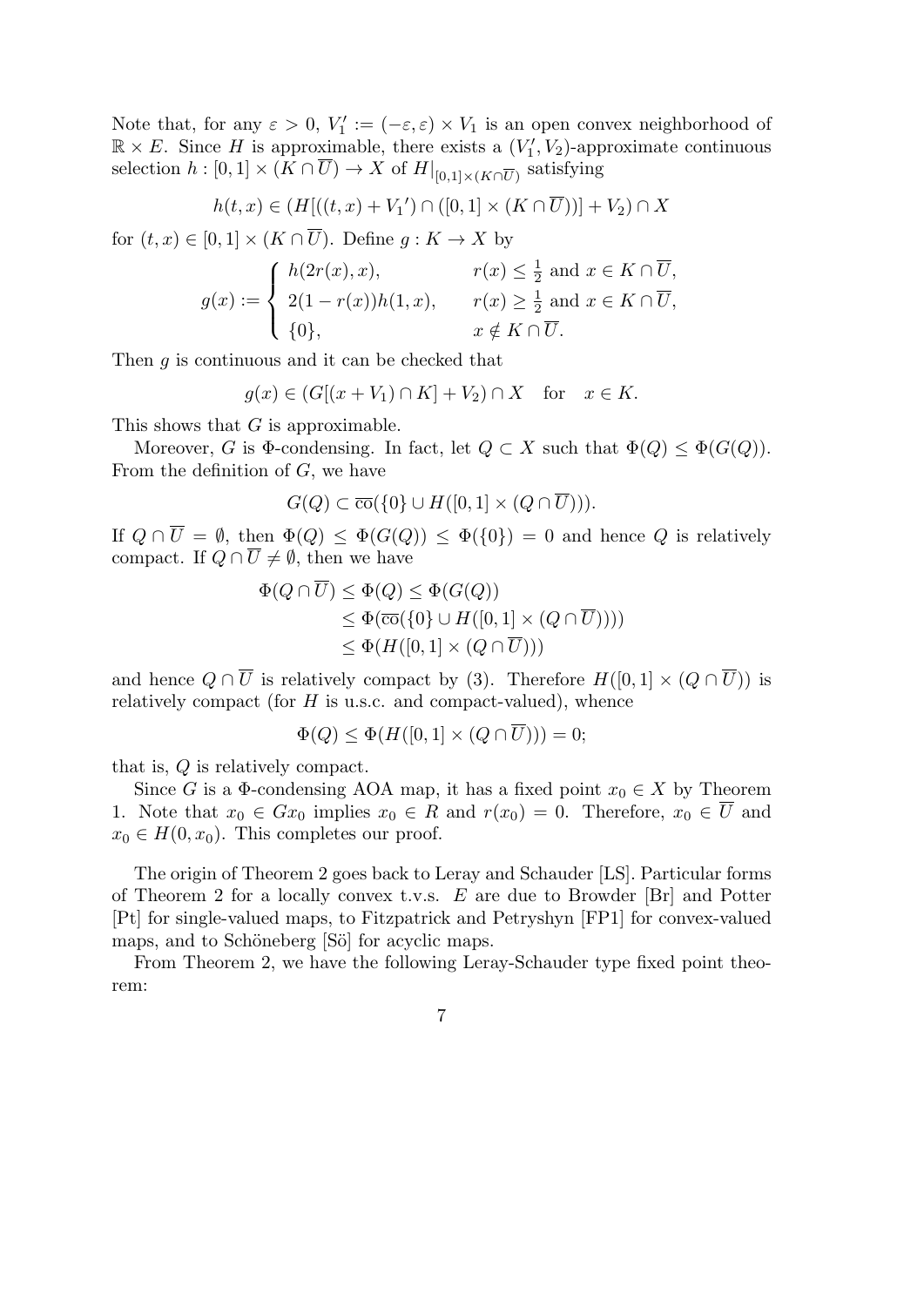Note that, for any $\varepsilon > 0$, $V_1' := (-\varepsilon, \varepsilon) \times V_1$ is an open convex neighborhood of $\mathbb{R} \times E$. Since $H$ is approximable, there exists a $(V_1', V_2)$-approximate continuous selection $h : [0,1] \times (K \cap \overline{U}) \to X$ of $H|_{[0,1]\times(K\cap\overline{U})}$ satisfying

$$h(t,x) \in (H[((t,x) + V_1{}') \cap ([0,1] \times (K \cap \overline{U}))] + V_2) \cap X$$

for $(t,x) \in [0,1] \times (K \cap \overline{U})$. Define $g : K \to X$ by

$$g(x) := \begin{cases} h(2r(x), x), & r(x) \leq \frac{1}{2} \text{ and } x \in K \cap \overline{U}, \\ 2(1 - r(x))h(1,x), & r(x) \geq \frac{1}{2} \text{ and } x \in K \cap \overline{U}, \\ \{0\}, & x \notin K \cap \overline{U}. \end{cases}$$

Then $g$ is continuous and it can be checked that

$$g(x) \in (G[(x + V_1) \cap K] + V_2) \cap X \quad \text{for} \quad x \in K.$$

This shows that $G$ is approximable.

Moreover, $G$ is $\Phi$-condensing. In fact, let $Q \subset X$ such that $\Phi(Q) \leq \Phi(G(Q))$. From the definition of $G$, we have

$$G(Q) \subset \overline{\text{co}}(\{0\} \cup H([0,1] \times (Q \cap \overline{U}))).$$

If $Q \cap \overline{U} = \emptyset$, then $\Phi(Q) \leq \Phi(G(Q)) \leq \Phi(\{0\}) = 0$ and hence $Q$ is relatively compact. If $Q \cap \overline{U} \neq \emptyset$, then we have

$$\begin{aligned} \Phi(Q \cap \overline{U}) &\leq \Phi(Q) \leq \Phi(G(Q)) \\ &\leq \Phi(\overline{\text{co}}(\{0\} \cup H([0,1] \times (Q \cap \overline{U})))) \\ &\leq \Phi(H([0,1] \times (Q \cap \overline{U}))) \end{aligned}$$

and hence $Q \cap \overline{U}$ is relatively compact by (3). Therefore $H([0,1] \times (Q \cap \overline{U}))$ is relatively compact (for $H$ is u.s.c. and compact-valued), whence

$$\Phi(Q) \leq \Phi(H([0,1] \times (Q \cap \overline{U}))) = 0;$$

that is, $Q$ is relatively compact.

Since $G$ is a $\Phi$-condensing AOA map, it has a fixed point $x_0 \in X$ by Theorem 1. Note that $x_0 \in Gx_0$ implies $x_0 \in R$ and $r(x_0) = 0$. Therefore, $x_0 \in \overline{U}$ and $x_0 \in H(0, x_0)$. This completes our proof.

The origin of Theorem 2 goes back to Leray and Schauder [LS]. Particular forms of Theorem 2 for a locally convex t.v.s. $E$ are due to Browder [Br] and Potter [Pt] for single-valued maps, to Fitzpatrick and Petryshyn [FP1] for convex-valued maps, and to Schöneberg [Sö] for acyclic maps.

From Theorem 2, we have the following Leray-Schauder type fixed point theorem: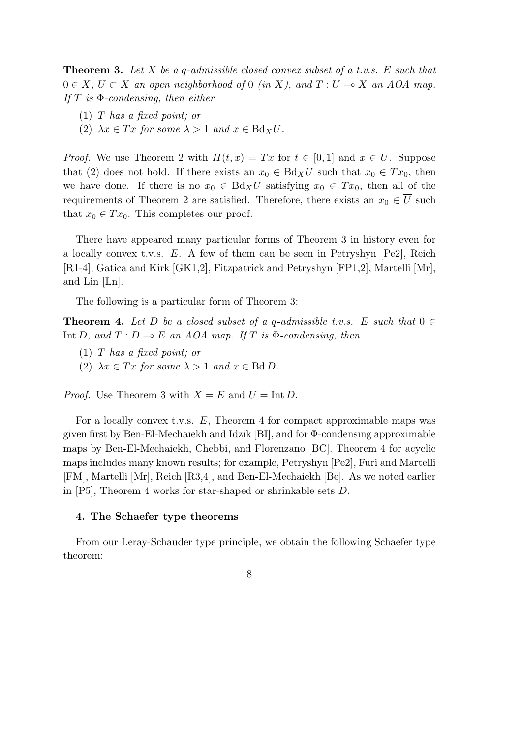**Theorem 3.** *Let $X$ be a q-admissible closed convex subset of a t.v.s. $E$ such that $0 \in X$, $U \subset X$ an open neighborhood of $0$ (in $X$), and $T : \overline{U} \multimap X$ an AOA map. If $T$ is $\Phi$-condensing, then either*

1. *$T$ has a fixed point; or*
2. *$\lambda x \in Tx$ for some $\lambda > 1$ and $x \in \mathrm{Bd}_X U$.*

*Proof.* We use Theorem 2 with $H(t, x) = Tx$ for $t \in [0, 1]$ and $x \in \overline{U}$. Suppose that (2) does not hold. If there exists an $x_0 \in \mathrm{Bd}_X U$ such that $x_0 \in Tx_0$, then we have done. If there is no $x_0 \in \mathrm{Bd}_X U$ satisfying $x_0 \in Tx_0$, then all of the requirements of Theorem 2 are satisfied. Therefore, there exists an $x_0 \in \overline{U}$ such that $x_0 \in Tx_0$. This completes our proof.

There have appeared many particular forms of Theorem 3 in history even for a locally convex t.v.s. $E$. A few of them can be seen in Petryshyn [Pe2], Reich [R1-4], Gatica and Kirk [GK1,2], Fitzpatrick and Petryshyn [FP1,2], Martelli [Mr], and Lin [Ln].

The following is a particular form of Theorem 3:

**Theorem 4.** *Let $D$ be a closed subset of a q-admissible t.v.s. $E$ such that $0 \in \mathrm{Int}\, D$, and $T : D \multimap E$ an AOA map. If $T$ is $\Phi$-condensing, then*

1. *$T$ has a fixed point; or*
2. *$\lambda x \in Tx$ for some $\lambda > 1$ and $x \in \mathrm{Bd}\, D$.*

*Proof.* Use Theorem 3 with $X = E$ and $U = \mathrm{Int}\, D$.

For a locally convex t.v.s. $E$, Theorem 4 for compact approximable maps was given first by Ben-El-Mechaiekh and Idzik [BI], and for $\Phi$-condensing approximable maps by Ben-El-Mechaiekh, Chebbi, and Florenzano [BC]. Theorem 4 for acyclic maps includes many known results; for example, Petryshyn [Pe2], Furi and Martelli [FM], Martelli [Mr], Reich [R3,4], and Ben-El-Mechaiekh [Be]. As we noted earlier in [P5], Theorem 4 works for star-shaped or shrinkable sets $D$.

### 4. The Schaefer type theorems

From our Leray-Schauder type principle, we obtain the following Schaefer type theorem: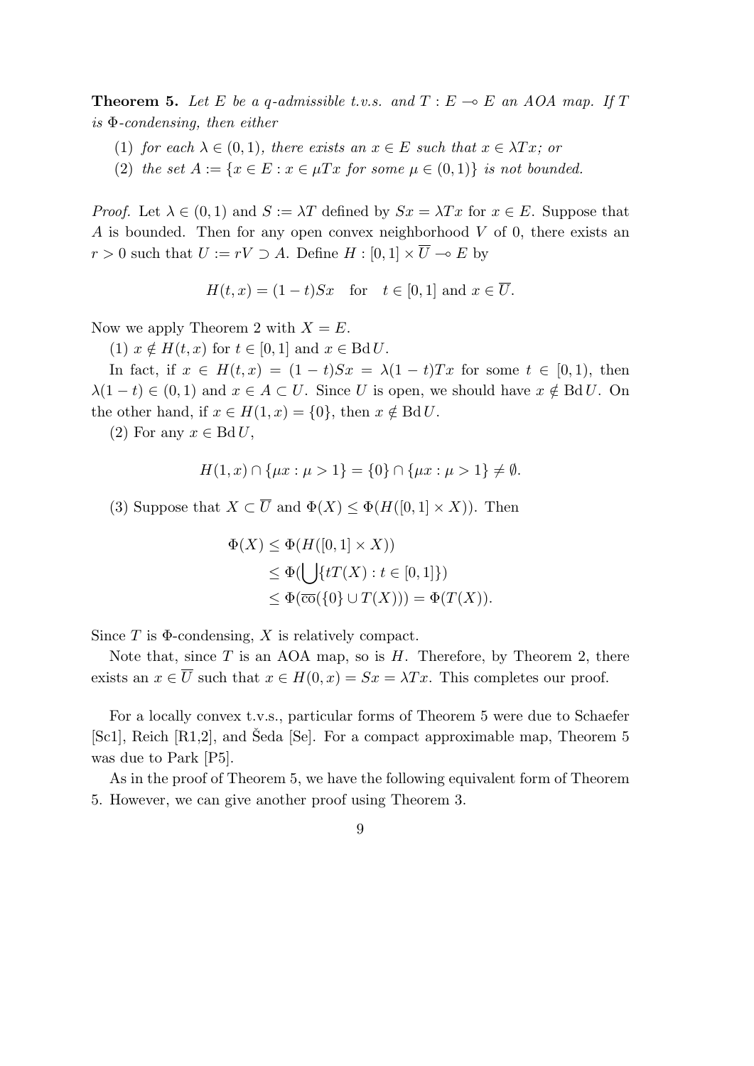**Theorem 5.** *Let $E$ be a q-admissible t.v.s. and $T : E \multimap E$ an AOA map. If $T$ is $\Phi$-condensing, then either*

(1) *for each $\lambda \in (0,1)$, there exists an $x \in E$ such that $x \in \lambda Tx$; or*

(2) *the set $A := \{x \in E : x \in \mu Tx \text{ for some } \mu \in (0,1)\}$ is not bounded.*

*Proof.* Let $\lambda \in (0,1)$ and $S := \lambda T$ defined by $Sx = \lambda Tx$ for $x \in E$. Suppose that $A$ is bounded. Then for any open convex neighborhood $V$ of 0, there exists an $r > 0$ such that $U := rV \supset A$. Define $H : [0,1] \times \overline{U} \multimap E$ by

$$H(t,x) = (1-t)Sx \quad \text{for} \quad t \in [0,1] \text{ and } x \in \overline{U}.$$

Now we apply Theorem 2 with $X = E$.

(1) $x \notin H(t,x)$ for $t \in [0,1]$ and $x \in \operatorname{Bd} U$.

In fact, if $x \in H(t,x) = (1-t)Sx = \lambda(1-t)Tx$ for some $t \in [0,1)$, then $\lambda(1-t) \in (0,1)$ and $x \in A \subset U$. Since $U$ is open, we should have $x \notin \operatorname{Bd} U$. On the other hand, if $x \in H(1,x) = \{0\}$, then $x \notin \operatorname{Bd} U$.

(2) For any $x \in \operatorname{Bd} U$,

$$H(1,x) \cap \{\mu x : \mu > 1\} = \{0\} \cap \{\mu x : \mu > 1\} \neq \emptyset.$$

(3) Suppose that $X \subset \overline{U}$ and $\Phi(X) \leq \Phi(H([0,1] \times X))$. Then

$$\begin{aligned}
\Phi(X) &\leq \Phi(H([0,1] \times X)) \\
&\leq \Phi(\bigcup\{tT(X) : t \in [0,1]\}) \\
&\leq \Phi(\overline{\text{co}}(\{0\} \cup T(X))) = \Phi(T(X)).
\end{aligned}$$

Since $T$ is $\Phi$-condensing, $X$ is relatively compact.

Note that, since $T$ is an AOA map, so is $H$. Therefore, by Theorem 2, there exists an $x \in \overline{U}$ such that $x \in H(0,x) = Sx = \lambda Tx$. This completes our proof.

For a locally convex t.v.s., particular forms of Theorem 5 were due to Schaefer [Sc1], Reich [R1,2], and Šeda [Se]. For a compact approximable map, Theorem 5 was due to Park [P5].

As in the proof of Theorem 5, we have the following equivalent form of Theorem 5. However, we can give another proof using Theorem 3.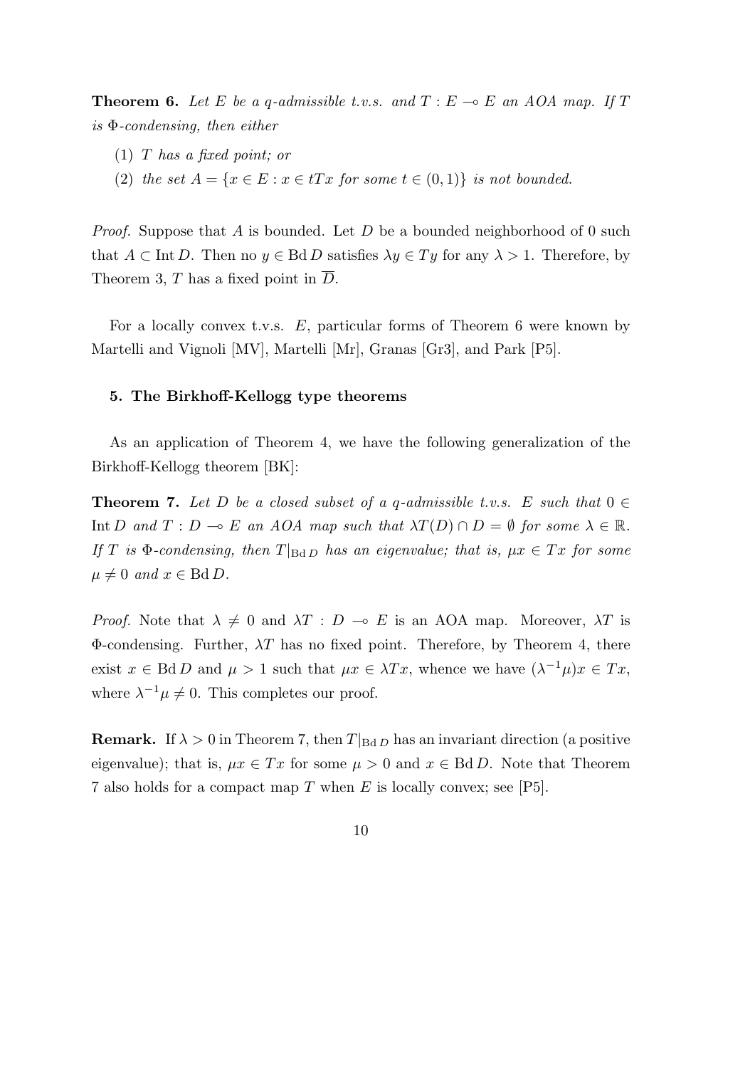**Theorem 6.** *Let $E$ be a q-admissible t.v.s. and $T : E \multimap E$ an AOA map. If $T$ is $\Phi$-condensing, then either*

1. *$T$ has a fixed point; or*
2. *the set $A = \{x \in E : x \in tTx \text{ for some } t \in (0,1)\}$ is not bounded.*

*Proof.* Suppose that $A$ is bounded. Let $D$ be a bounded neighborhood of 0 such that $A \subset \operatorname{Int} D$. Then no $y \in \operatorname{Bd} D$ satisfies $\lambda y \in Ty$ for any $\lambda > 1$. Therefore, by Theorem 3, $T$ has a fixed point in $\overline{D}$.

For a locally convex t.v.s. $E$, particular forms of Theorem 6 were known by Martelli and Vignoli [MV], Martelli [Mr], Granas [Gr3], and Park [P5].

## 5. The Birkhoff-Kellogg type theorems

As an application of Theorem 4, we have the following generalization of the Birkhoff-Kellogg theorem [BK]:

**Theorem 7.** *Let $D$ be a closed subset of a q-admissible t.v.s. $E$ such that $0 \in \operatorname{Int} D$ and $T : D \multimap E$ an AOA map such that $\lambda T(D) \cap D = \emptyset$ for some $\lambda \in \mathbb{R}$. If $T$ is $\Phi$-condensing, then $T|_{\operatorname{Bd} D}$ has an eigenvalue; that is, $\mu x \in Tx$ for some $\mu \neq 0$ and $x \in \operatorname{Bd} D$.*

*Proof.* Note that $\lambda \neq 0$ and $\lambda T : D \multimap E$ is an AOA map. Moreover, $\lambda T$ is $\Phi$-condensing. Further, $\lambda T$ has no fixed point. Therefore, by Theorem 4, there exist $x \in \operatorname{Bd} D$ and $\mu > 1$ such that $\mu x \in \lambda Tx$, whence we have $(\lambda^{-1}\mu)x \in Tx$, where $\lambda^{-1}\mu \neq 0$. This completes our proof.

**Remark.** If $\lambda > 0$ in Theorem 7, then $T|_{\operatorname{Bd} D}$ has an invariant direction (a positive eigenvalue); that is, $\mu x \in Tx$ for some $\mu > 0$ and $x \in \operatorname{Bd} D$. Note that Theorem 7 also holds for a compact map $T$ when $E$ is locally convex; see [P5].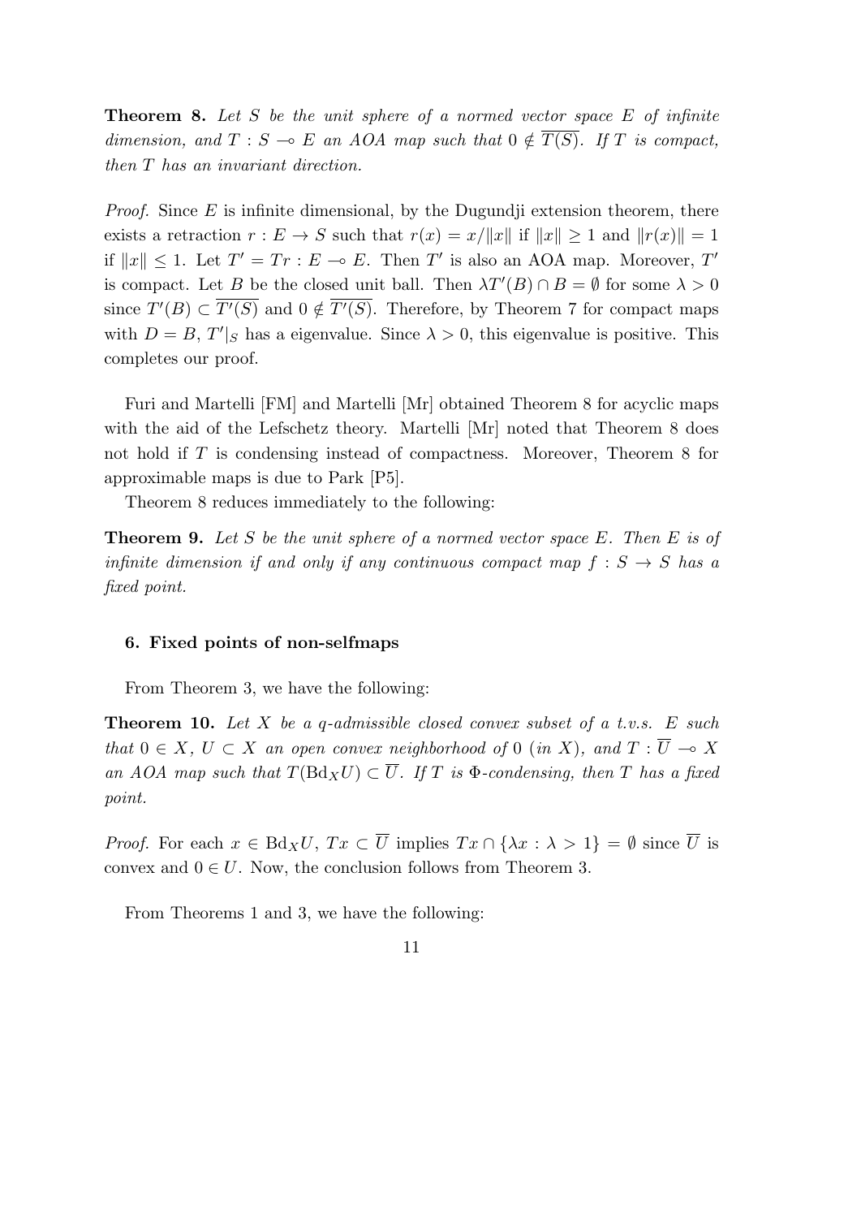**Theorem 8.** *Let $S$ be the unit sphere of a normed vector space $E$ of infinite dimension, and $T : S \multimap E$ an AOA map such that $0 \notin \overline{T(S)}$. If $T$ is compact, then $T$ has an invariant direction.*

*Proof.* Since $E$ is infinite dimensional, by the Dugundji extension theorem, there exists a retraction $r : E \to S$ such that $r(x) = x/\|x\|$ if $\|x\| \geq 1$ and $\|r(x)\| = 1$ if $\|x\| \leq 1$. Let $T' = Tr : E \multimap E$. Then $T'$ is also an AOA map. Moreover, $T'$ is compact. Let $B$ be the closed unit ball. Then $\lambda T'(B) \cap B = \emptyset$ for some $\lambda > 0$ since $T'(B) \subset \overline{T'(S)}$ and $0 \notin \overline{T'(S)}$. Therefore, by Theorem 7 for compact maps with $D = B$, $T'|_S$ has a eigenvalue. Since $\lambda > 0$, this eigenvalue is positive. This completes our proof.

Furi and Martelli [FM] and Martelli [Mr] obtained Theorem 8 for acyclic maps with the aid of the Lefschetz theory. Martelli [Mr] noted that Theorem 8 does not hold if $T$ is condensing instead of compactness. Moreover, Theorem 8 for approximable maps is due to Park [P5].

Theorem 8 reduces immediately to the following:

**Theorem 9.** *Let $S$ be the unit sphere of a normed vector space $E$. Then $E$ is of infinite dimension if and only if any continuous compact map $f : S \to S$ has a fixed point.*

### 6. Fixed points of non-selfmaps

From Theorem 3, we have the following:

**Theorem 10.** *Let $X$ be a $q$-admissible closed convex subset of a t.v.s. $E$ such that $0 \in X$, $U \subset X$ an open convex neighborhood of $0$ (in $X$), and $T : \overline{U} \multimap X$ an AOA map such that $T(\mathrm{Bd}_X U) \subset \overline{U}$. If $T$ is $\Phi$-condensing, then $T$ has a fixed point.*

*Proof.* For each $x \in \mathrm{Bd}_X U$, $Tx \subset \overline{U}$ implies $Tx \cap \{\lambda x : \lambda > 1\} = \emptyset$ since $\overline{U}$ is convex and $0 \in U$. Now, the conclusion follows from Theorem 3.

From Theorems 1 and 3, we have the following: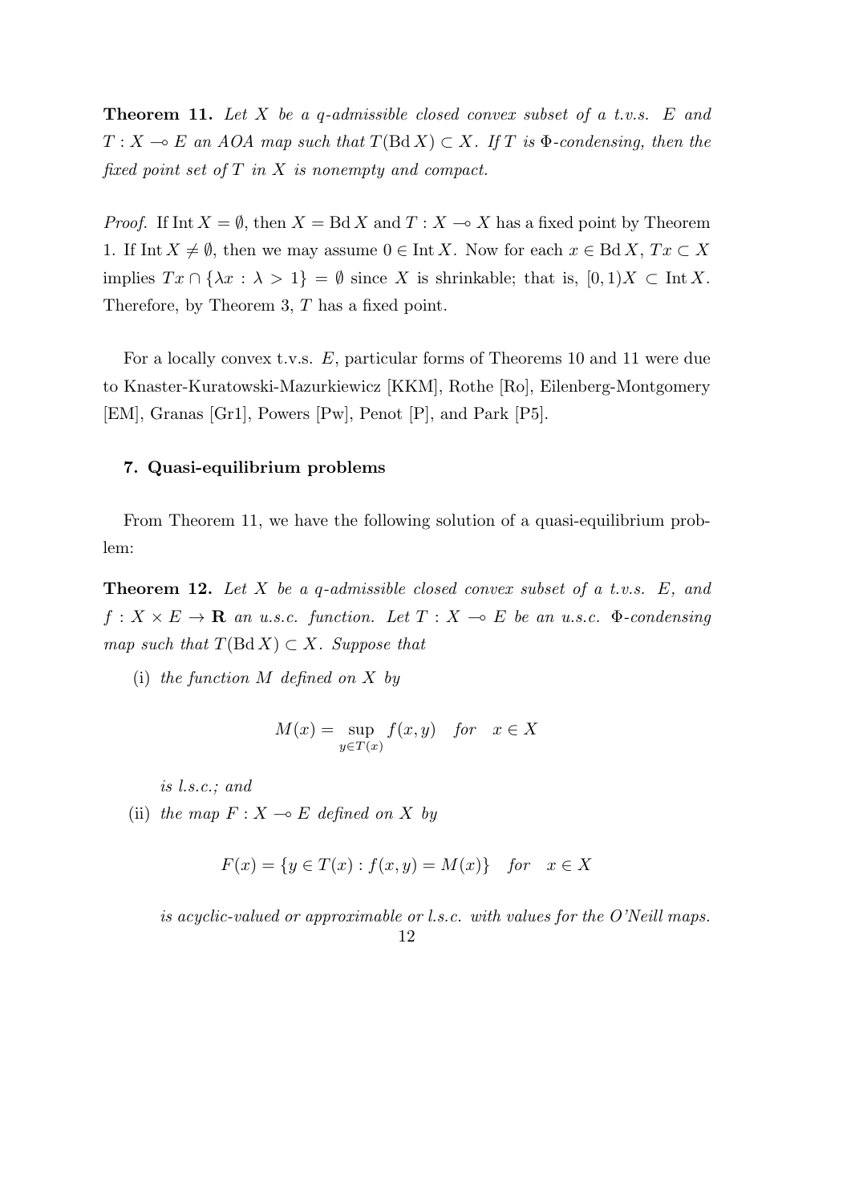**Theorem 11.** *Let $X$ be a q-admissible closed convex subset of a t.v.s. $E$ and $T : X \multimap E$ an AOA map such that $T(\operatorname{Bd} X) \subset X$. If $T$ is $\Phi$-condensing, then the fixed point set of $T$ in $X$ is nonempty and compact.*

*Proof.* If $\operatorname{Int} X = \emptyset$, then $X = \operatorname{Bd} X$ and $T : X \multimap X$ has a fixed point by Theorem 1. If $\operatorname{Int} X \neq \emptyset$, then we may assume $0 \in \operatorname{Int} X$. Now for each $x \in \operatorname{Bd} X$, $Tx \subset X$ implies $Tx \cap \{\lambda x : \lambda > 1\} = \emptyset$ since $X$ is shrinkable; that is, $[0,1)X \subset \operatorname{Int} X$. Therefore, by Theorem 3, $T$ has a fixed point.

For a locally convex t.v.s. $E$, particular forms of Theorems 10 and 11 were due to Knaster-Kuratowski-Mazurkiewicz [KKM], Rothe [Ro], Eilenberg-Montgomery [EM], Granas [Gr1], Powers [Pw], Penot [P], and Park [P5].

### 7. Quasi-equilibrium problems

From Theorem 11, we have the following solution of a quasi-equilibrium problem:

**Theorem 12.** *Let $X$ be a q-admissible closed convex subset of a t.v.s. $E$, and $f : X \times E \to \mathbf{R}$ an u.s.c. function. Let $T : X \multimap E$ be an u.s.c. $\Phi$-condensing map such that $T(\operatorname{Bd} X) \subset X$. Suppose that*

(i) *the function $M$ defined on $X$ by*

$$M(x) = \sup_{y \in T(x)} f(x, y) \quad \text{for} \quad x \in X$$

*is l.s.c.; and*

(ii) *the map $F : X \multimap E$ defined on $X$ by*

$$F(x) = \{y \in T(x) : f(x, y) = M(x)\} \quad \text{for} \quad x \in X$$

*is acyclic-valued or approximable or l.s.c. with values for the O'Neill maps.*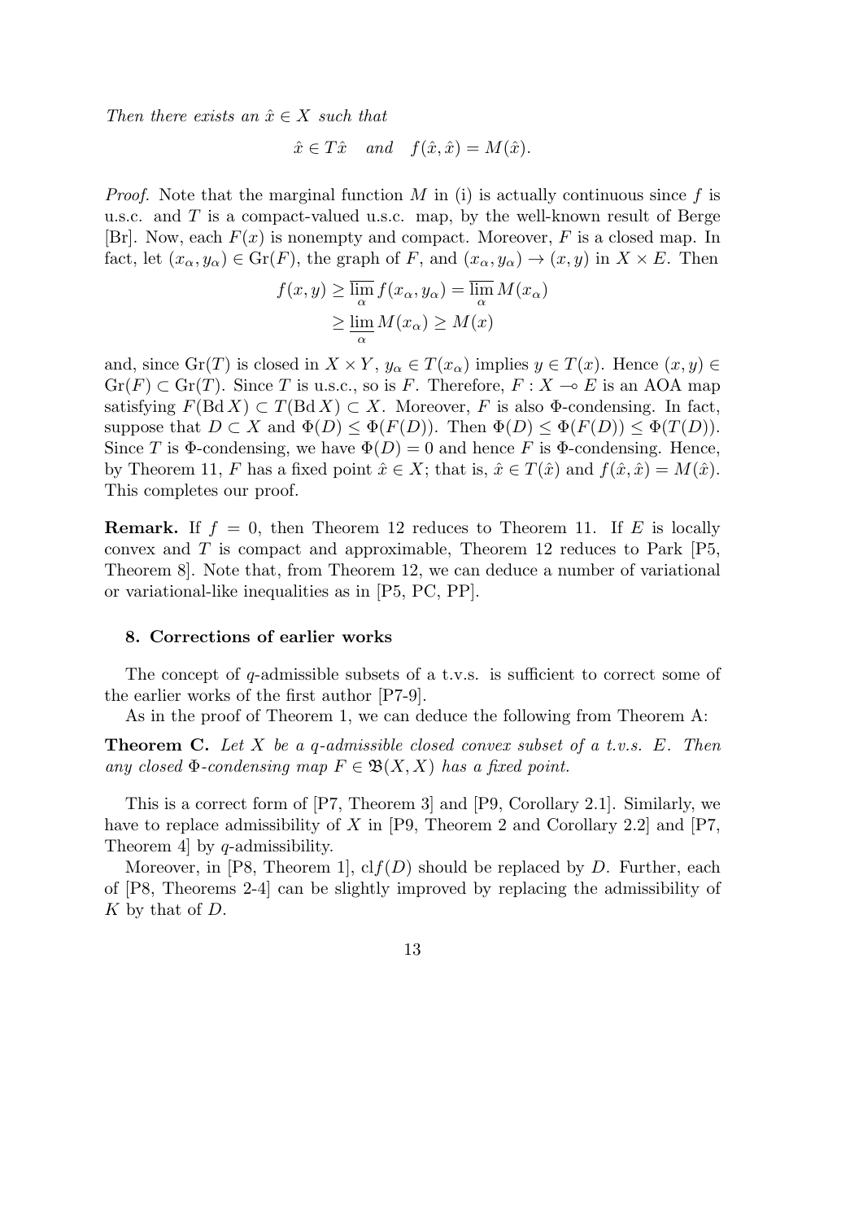*Then there exists an* $\hat{x} \in X$ *such that*

$$\hat{x} \in T\hat{x} \quad \text{and} \quad f(\hat{x}, \hat{x}) = M(\hat{x}).$$

*Proof.* Note that the marginal function $M$ in (i) is actually continuous since $f$ is u.s.c. and $T$ is a compact-valued u.s.c. map, by the well-known result of Berge [Br]. Now, each $F(x)$ is nonempty and compact. Moreover, $F$ is a closed map. In fact, let $(x_\alpha, y_\alpha) \in \mathrm{Gr}(F)$, the graph of $F$, and $(x_\alpha, y_\alpha) \to (x, y)$ in $X \times E$. Then

$$\begin{aligned} f(x, y) &\geq \overline{\lim_{\alpha}} f(x_\alpha, y_\alpha) = \overline{\lim_{\alpha}} M(x_\alpha) \\ &\geq \underline{\lim_{\alpha}} M(x_\alpha) \geq M(x) \end{aligned}$$

and, since $\mathrm{Gr}(T)$ is closed in $X \times Y$, $y_\alpha \in T(x_\alpha)$ implies $y \in T(x)$. Hence $(x, y) \in \mathrm{Gr}(F) \subset \mathrm{Gr}(T)$. Since $T$ is u.s.c., so is $F$. Therefore, $F : X \multimap E$ is an AOA map satisfying $F(\mathrm{Bd}\, X) \subset T(\mathrm{Bd}\, X) \subset X$. Moreover, $F$ is also $\Phi$-condensing. In fact, suppose that $D \subset X$ and $\Phi(D) \leq \Phi(F(D))$. Then $\Phi(D) \leq \Phi(F(D)) \leq \Phi(T(D))$. Since $T$ is $\Phi$-condensing, we have $\Phi(D) = 0$ and hence $F$ is $\Phi$-condensing. Hence, by Theorem 11, $F$ has a fixed point $\hat{x} \in X$; that is, $\hat{x} \in T(\hat{x})$ and $f(\hat{x}, \hat{x}) = M(\hat{x})$. This completes our proof.

**Remark.** If $f = 0$, then Theorem 12 reduces to Theorem 11. If $E$ is locally convex and $T$ is compact and approximable, Theorem 12 reduces to Park [P5, Theorem 8]. Note that, from Theorem 12, we can deduce a number of variational or variational-like inequalities as in [P5, PC, PP].

## 8. Corrections of earlier works

The concept of $q$-admissible subsets of a t.v.s. is sufficient to correct some of the earlier works of the first author [P7-9].

As in the proof of Theorem 1, we can deduce the following from Theorem A:

**Theorem C.** *Let $X$ be a $q$-admissible closed convex subset of a t.v.s. $E$. Then any closed $\Phi$-condensing map $F \in \mathfrak{B}(X, X)$ has a fixed point.*

This is a correct form of [P7, Theorem 3] and [P9, Corollary 2.1]. Similarly, we have to replace admissibility of $X$ in [P9, Theorem 2 and Corollary 2.2] and [P7, Theorem 4] by $q$-admissibility.

Moreover, in [P8, Theorem 1], $\mathrm{cl} f(D)$ should be replaced by $D$. Further, each of [P8, Theorems 2-4] can be slightly improved by replacing the admissibility of $K$ by that of $D$.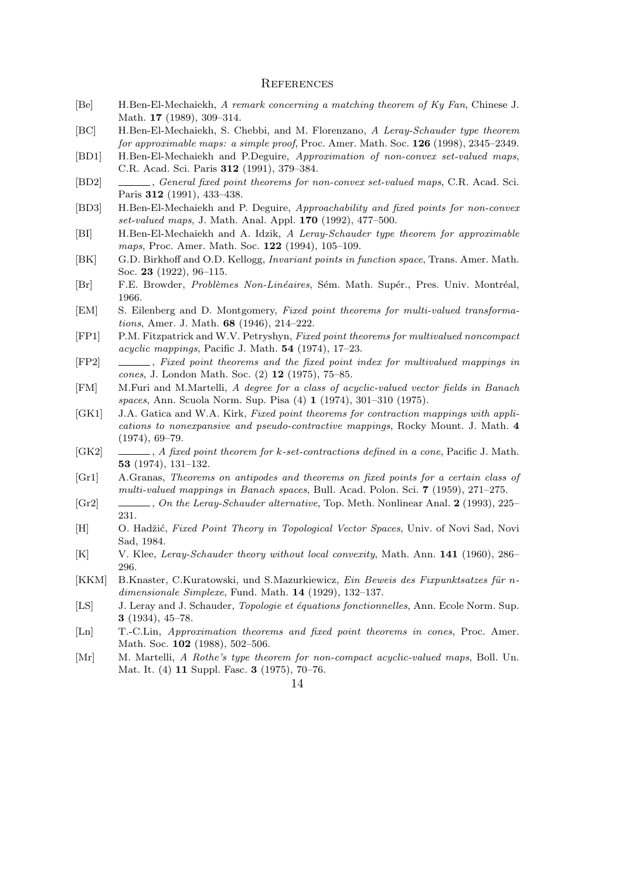# References

[Be] H.Ben-El-Mechaiekh, *A remark concerning a matching theorem of Ky Fan*, Chinese J. Math. **17** (1989), 309–314.

[BC] H.Ben-El-Mechaiekh, S. Chebbi, and M. Florenzano, *A Leray-Schauder type theorem for approximable maps: a simple proof*, Proc. Amer. Math. Soc. **126** (1998), 2345–2349.

[BD1] H.Ben-El-Mechaiekh and P.Deguire, *Approximation of non-convex set-valued maps*, C.R. Acad. Sci. Paris **312** (1991), 379–384.

[BD2] ______, *General fixed point theorems for non-convex set-valued maps*, C.R. Acad. Sci. Paris **312** (1991), 433–438.

[BD3] H.Ben-El-Mechaiekh and P. Deguire, *Approachability and fixed points for non-convex set-valued maps*, J. Math. Anal. Appl. **170** (1992), 477–500.

[BI] H.Ben-El-Mechaiekh and A. Idzik, *A Leray-Schauder type theorem for approximable maps*, Proc. Amer. Math. Soc. **122** (1994), 105–109.

[BK] G.D. Birkhoff and O.D. Kellogg, *Invariant points in function space*, Trans. Amer. Math. Soc. **23** (1922), 96–115.

[Br] F.E. Browder, *Problèmes Non-Linéaires*, Sém. Math. Supér., Pres. Univ. Montréal, 1966.

[EM] S. Eilenberg and D. Montgomery, *Fixed point theorems for multi-valued transformations*, Amer. J. Math. **68** (1946), 214–222.

[FP1] P.M. Fitzpatrick and W.V. Petryshyn, *Fixed point theorems for multivalued noncompact acyclic mappings*, Pacific J. Math. **54** (1974), 17–23.

[FP2] ______, *Fixed point theorems and the fixed point index for multivalued mappings in cones*, J. London Math. Soc. (2) **12** (1975), 75–85.

[FM] M.Furi and M.Martelli, *A degree for a class of acyclic-valued vector fields in Banach spaces*, Ann. Scuola Norm. Sup. Pisa (4) **1** (1974), 301–310 (1975).

[GK1] J.A. Gatica and W.A. Kirk, *Fixed point theorems for contraction mappings with applications to nonexpansive and pseudo-contractive mappings*, Rocky Mount. J. Math. **4** (1974), 69–79.

[GK2] ______, *A fixed point theorem for k-set-contractions defined in a cone*, Pacific J. Math. **53** (1974), 131–132.

[Gr1] A.Granas, *Theorems on antipodes and theorems on fixed points for a certain class of multi-valued mappings in Banach spaces*, Bull. Acad. Polon. Sci. **7** (1959), 271–275.

[Gr2] ______, *On the Leray-Schauder alternative*, Top. Meth. Nonlinear Anal. **2** (1993), 225–231.

[H] O. Hadžić, *Fixed Point Theory in Topological Vector Spaces*, Univ. of Novi Sad, Novi Sad, 1984.

[K] V. Klee, *Leray-Schauder theory without local convexity*, Math. Ann. **141** (1960), 286–296.

[KKM] B.Knaster, C.Kuratowski, und S.Mazurkiewicz, *Ein Beweis des Fixpunktsatzes für n-dimensionale Simplexe*, Fund. Math. **14** (1929), 132–137.

[LS] J. Leray and J. Schauder, *Topologie et équations fonctionnelles*, Ann. Ecole Norm. Sup. **3** (1934), 45–78.

[Ln] T.-C.Lin, *Approximation theorems and fixed point theorems in cones*, Proc. Amer. Math. Soc. **102** (1988), 502–506.

[Mr] M. Martelli, *A Rothe's type theorem for non-compact acyclic-valued maps*, Boll. Un. Mat. It. (4) **11** Suppl. Fasc. **3** (1975), 70–76.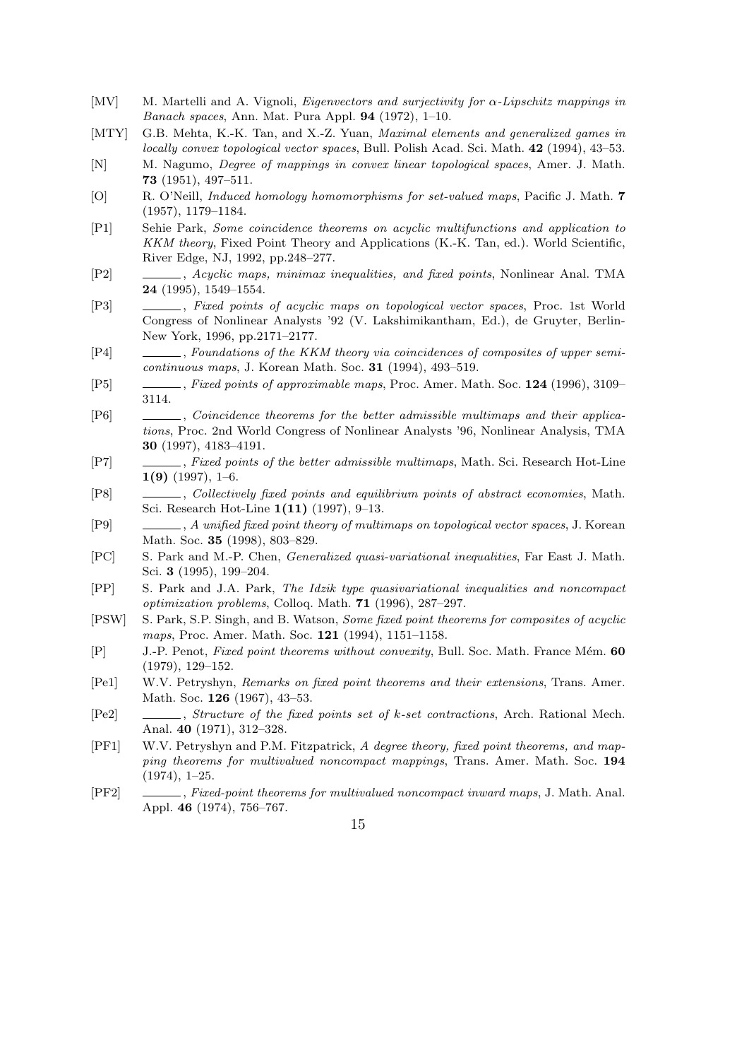[MV] M. Martelli and A. Vignoli, *Eigenvectors and surjectivity for $\alpha$-Lipschitz mappings in Banach spaces*, Ann. Mat. Pura Appl. **94** (1972), 1–10.

[MTY] G.B. Mehta, K.-K. Tan, and X.-Z. Yuan, *Maximal elements and generalized games in locally convex topological vector spaces*, Bull. Polish Acad. Sci. Math. **42** (1994), 43–53.

[N] M. Nagumo, *Degree of mappings in convex linear topological spaces*, Amer. J. Math. **73** (1951), 497–511.

[O] R. O'Neill, *Induced homology homomorphisms for set-valued maps*, Pacific J. Math. **7** (1957), 1179–1184.

[P1] Sehie Park, *Some coincidence theorems on acyclic multifunctions and application to KKM theory*, Fixed Point Theory and Applications (K.-K. Tan, ed.). World Scientific, River Edge, NJ, 1992, pp.248–277.

[P2] ______, *Acyclic maps, minimax inequalities, and fixed points*, Nonlinear Anal. TMA **24** (1995), 1549–1554.

[P3] ______, *Fixed points of acyclic maps on topological vector spaces*, Proc. 1st World Congress of Nonlinear Analysts '92 (V. Lakshimikantham, Ed.), de Gruyter, Berlin-New York, 1996, pp.2171–2177.

[P4] ______, *Foundations of the KKM theory via coincidences of composites of upper semicontinuous maps*, J. Korean Math. Soc. **31** (1994), 493–519.

[P5] ______, *Fixed points of approximable maps*, Proc. Amer. Math. Soc. **124** (1996), 3109–3114.

[P6] ______, *Coincidence theorems for the better admissible multimaps and their applications*, Proc. 2nd World Congress of Nonlinear Analysts '96, Nonlinear Analysis, TMA **30** (1997), 4183–4191.

[P7] ______, *Fixed points of the better admissible multimaps*, Math. Sci. Research Hot-Line **1(9)** (1997), 1–6.

[P8] ______, *Collectively fixed points and equilibrium points of abstract economies*, Math. Sci. Research Hot-Line **1(11)** (1997), 9–13.

[P9] ______, *A unified fixed point theory of multimaps on topological vector spaces*, J. Korean Math. Soc. **35** (1998), 803–829.

[PC] S. Park and M.-P. Chen, *Generalized quasi-variational inequalities*, Far East J. Math. Sci. **3** (1995), 199–204.

[PP] S. Park and J.A. Park, *The Idzik type quasivariational inequalities and noncompact optimization problems*, Colloq. Math. **71** (1996), 287–297.

[PSW] S. Park, S.P. Singh, and B. Watson, *Some fixed point theorems for composites of acyclic maps*, Proc. Amer. Math. Soc. **121** (1994), 1151–1158.

[P] J.-P. Penot, *Fixed point theorems without convexity*, Bull. Soc. Math. France Mém. **60** (1979), 129–152.

[Pe1] W.V. Petryshyn, *Remarks on fixed point theorems and their extensions*, Trans. Amer. Math. Soc. **126** (1967), 43–53.

[Pe2] ______, *Structure of the fixed points set of k-set contractions*, Arch. Rational Mech. Anal. **40** (1971), 312–328.

[PF1] W.V. Petryshyn and P.M. Fitzpatrick, *A degree theory, fixed point theorems, and mapping theorems for multivalued noncompact mappings*, Trans. Amer. Math. Soc. **194** (1974), 1–25.

[PF2] ______, *Fixed-point theorems for multivalued noncompact inward maps*, J. Math. Anal. Appl. **46** (1974), 756–767.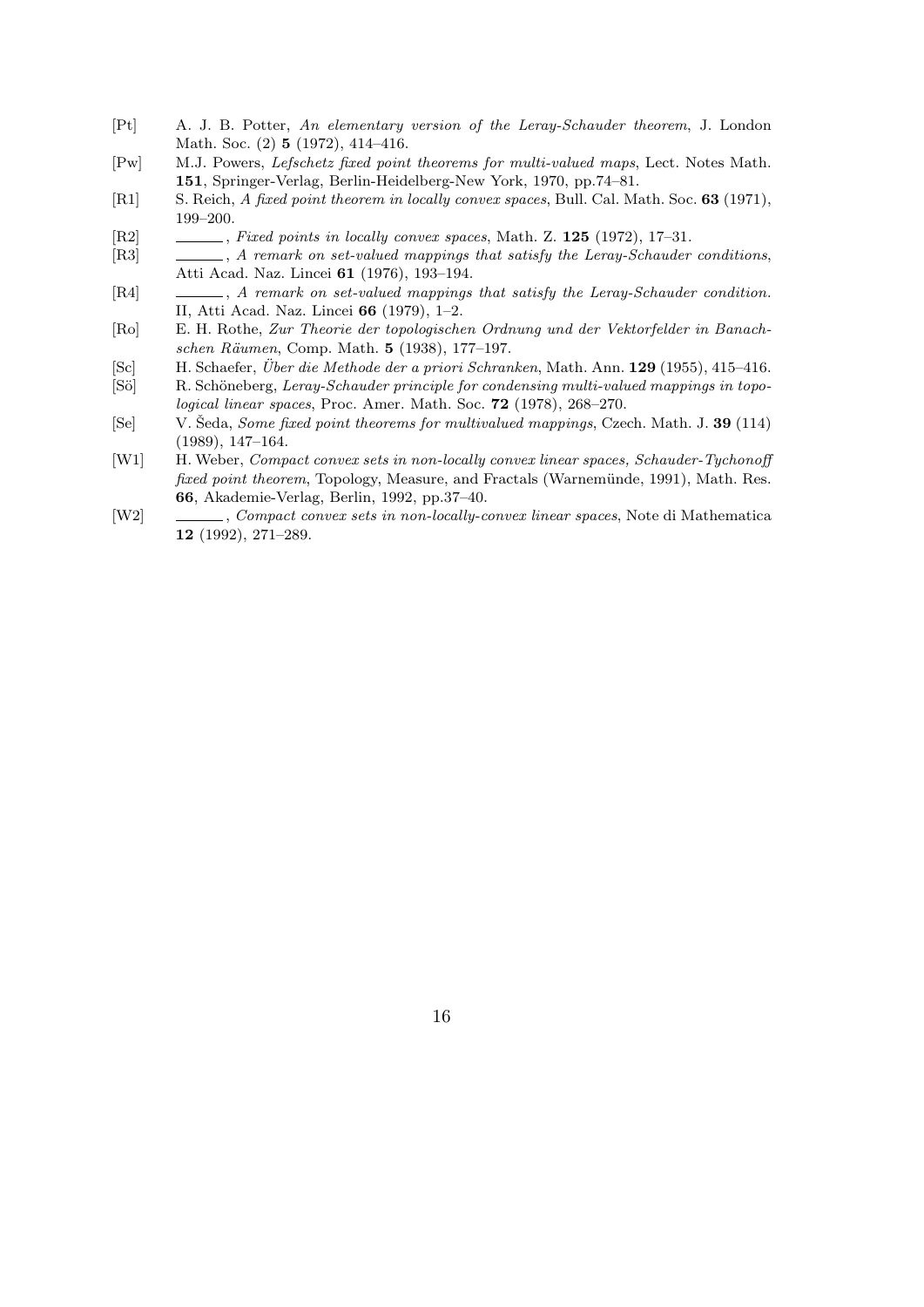[Pt] A. J. B. Potter, *An elementary version of the Leray-Schauder theorem*, J. London Math. Soc. (2) **5** (1972), 414–416.

[Pw] M.J. Powers, *Lefschetz fixed point theorems for multi-valued maps*, Lect. Notes Math. **151**, Springer-Verlag, Berlin-Heidelberg-New York, 1970, pp.74–81.

[R1] S. Reich, *A fixed point theorem in locally convex spaces*, Bull. Cal. Math. Soc. **63** (1971), 199–200.

[R2] ______, *Fixed points in locally convex spaces*, Math. Z. **125** (1972), 17–31.

[R3] ______, *A remark on set-valued mappings that satisfy the Leray-Schauder conditions*, Atti Acad. Naz. Lincei **61** (1976), 193–194.

[R4] ______, *A remark on set-valued mappings that satisfy the Leray-Schauder condition.* II, Atti Acad. Naz. Lincei **66** (1979), 1–2.

[Ro] E. H. Rothe, *Zur Theorie der topologischen Ordnung und der Vektorfelder in Banachschen Räumen*, Comp. Math. **5** (1938), 177–197.

[Sc] H. Schaefer, *Über die Methode der a priori Schranken*, Math. Ann. **129** (1955), 415–416.

[Sö] R. Schöneberg, *Leray-Schauder principle for condensing multi-valued mappings in topological linear spaces*, Proc. Amer. Math. Soc. **72** (1978), 268–270.

[Se] V. Šeda, *Some fixed point theorems for multivalued mappings*, Czech. Math. J. **39** (114) (1989), 147–164.

[W1] H. Weber, *Compact convex sets in non-locally convex linear spaces, Schauder-Tychonoff fixed point theorem*, Topology, Measure, and Fractals (Warnemünde, 1991), Math. Res. **66**, Akademie-Verlag, Berlin, 1992, pp.37–40.

[W2] ______, *Compact convex sets in non-locally-convex linear spaces*, Note di Mathematica **12** (1992), 271–289.